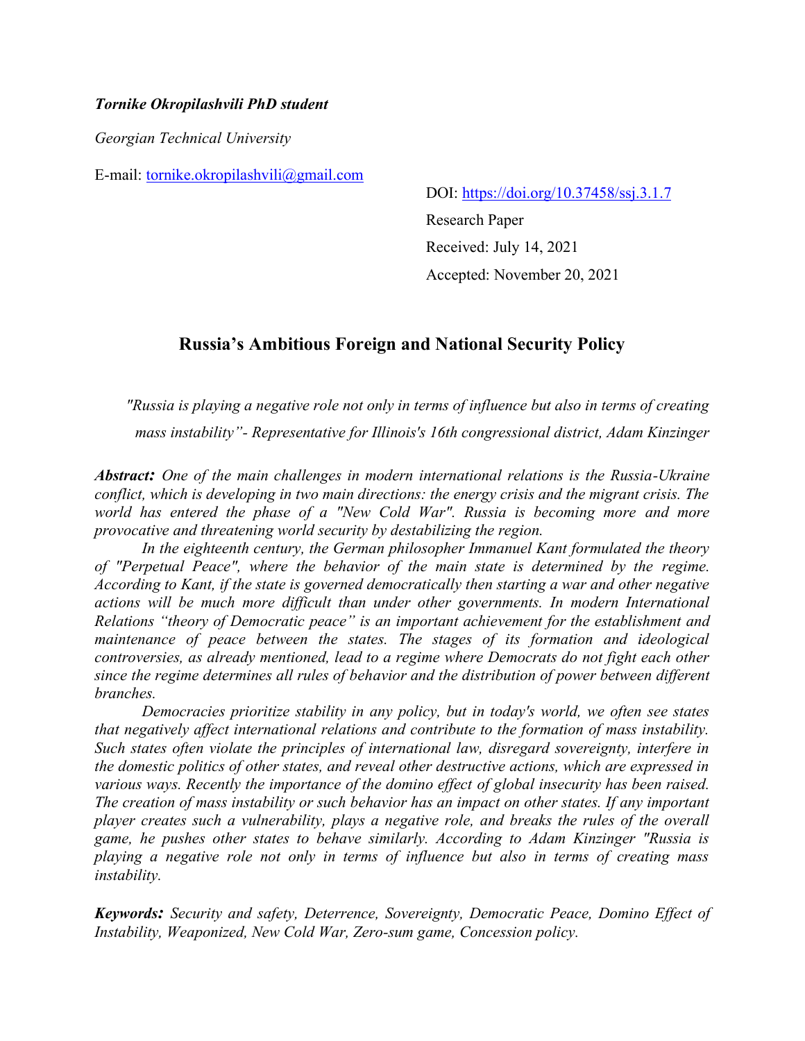***Tornike Okropilashvili PhD student***

*Georgian Technical University*

E-mail: tornike.okropilashvili@gmail.com

DOI: https://doi.org/10.37458/ssj.3.1.7

Research Paper

Received: July 14, 2021

Accepted: November 20, 2021

# Russia's Ambitious Foreign and National Security Policy

*"Russia is playing a negative role not only in terms of influence but also in terms of creating mass instability"- Representative for Illinois's 16th congressional district, Adam Kinzinger*

***Abstract:*** *One of the main challenges in modern international relations is the Russia-Ukraine conflict, which is developing in two main directions: the energy crisis and the migrant crisis. The world has entered the phase of a "New Cold War". Russia is becoming more and more provocative and threatening world security by destabilizing the region.*

*In the eighteenth century, the German philosopher Immanuel Kant formulated the theory of "Perpetual Peace", where the behavior of the main state is determined by the regime. According to Kant, if the state is governed democratically then starting a war and other negative actions will be much more difficult than under other governments. In modern International Relations "theory of Democratic peace" is an important achievement for the establishment and maintenance of peace between the states. The stages of its formation and ideological controversies, as already mentioned, lead to a regime where Democrats do not fight each other since the regime determines all rules of behavior and the distribution of power between different branches.*

*Democracies prioritize stability in any policy, but in today's world, we often see states that negatively affect international relations and contribute to the formation of mass instability. Such states often violate the principles of international law, disregard sovereignty, interfere in the domestic politics of other states, and reveal other destructive actions, which are expressed in various ways. Recently the importance of the domino effect of global insecurity has been raised. The creation of mass instability or such behavior has an impact on other states. If any important player creates such a vulnerability, plays a negative role, and breaks the rules of the overall game, he pushes other states to behave similarly. According to Adam Kinzinger "Russia is playing a negative role not only in terms of influence but also in terms of creating mass instability.*

***Keywords:*** *Security and safety, Deterrence, Sovereignty, Democratic Peace, Domino Effect of Instability, Weaponized, New Cold War, Zero-sum game, Concession policy.*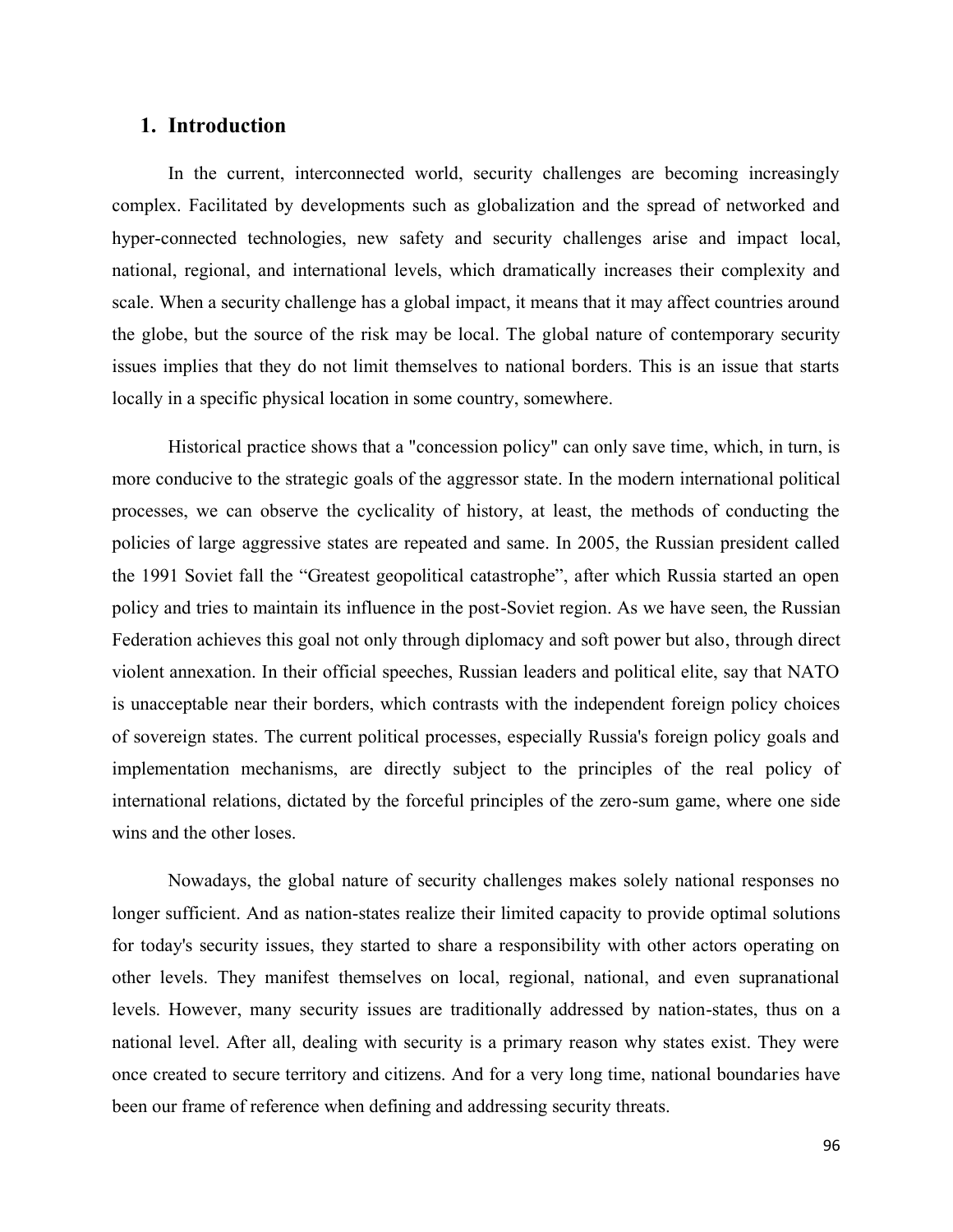## 1. Introduction

In the current, interconnected world, security challenges are becoming increasingly complex. Facilitated by developments such as globalization and the spread of networked and hyper-connected technologies, new safety and security challenges arise and impact local, national, regional, and international levels, which dramatically increases their complexity and scale. When a security challenge has a global impact, it means that it may affect countries around the globe, but the source of the risk may be local. The global nature of contemporary security issues implies that they do not limit themselves to national borders. This is an issue that starts locally in a specific physical location in some country, somewhere.

Historical practice shows that a "concession policy" can only save time, which, in turn, is more conducive to the strategic goals of the aggressor state. In the modern international political processes, we can observe the cyclicality of history, at least, the methods of conducting the policies of large aggressive states are repeated and same. In 2005, the Russian president called the 1991 Soviet fall the "Greatest geopolitical catastrophe", after which Russia started an open policy and tries to maintain its influence in the post-Soviet region. As we have seen, the Russian Federation achieves this goal not only through diplomacy and soft power but also, through direct violent annexation. In their official speeches, Russian leaders and political elite, say that NATO is unacceptable near their borders, which contrasts with the independent foreign policy choices of sovereign states. The current political processes, especially Russia's foreign policy goals and implementation mechanisms, are directly subject to the principles of the real policy of international relations, dictated by the forceful principles of the zero-sum game, where one side wins and the other loses.

Nowadays, the global nature of security challenges makes solely national responses no longer sufficient. And as nation-states realize their limited capacity to provide optimal solutions for today's security issues, they started to share a responsibility with other actors operating on other levels. They manifest themselves on local, regional, national, and even supranational levels. However, many security issues are traditionally addressed by nation-states, thus on a national level. After all, dealing with security is a primary reason why states exist. They were once created to secure territory and citizens. And for a very long time, national boundaries have been our frame of reference when defining and addressing security threats.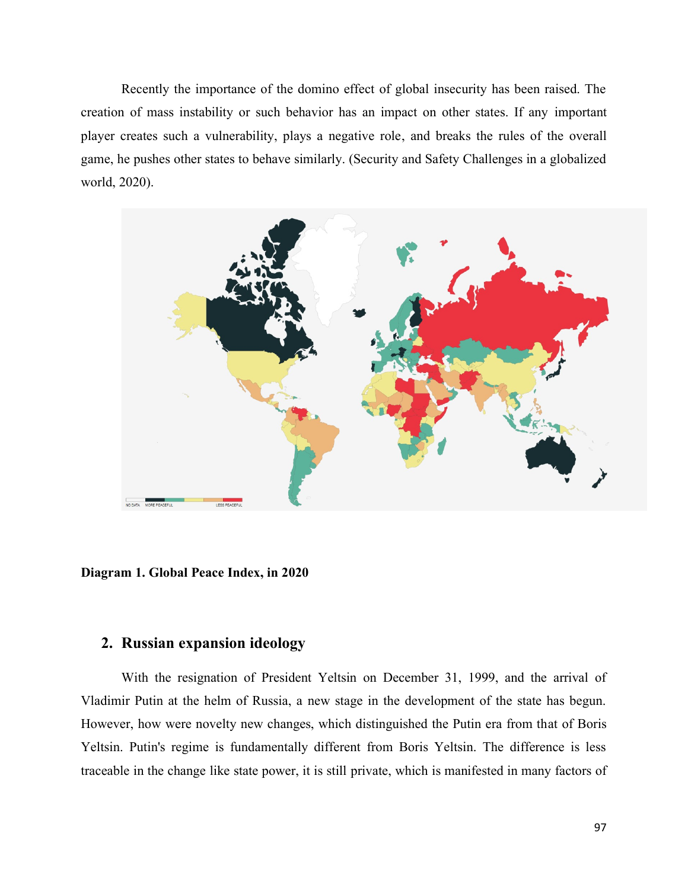Recently the importance of the domino effect of global insecurity has been raised. The creation of mass instability or such behavior has an impact on other states. If any important player creates such a vulnerability, plays a negative role, and breaks the rules of the overall game, he pushes other states to behave similarly. (Security and Safety Challenges in a globalized world, 2020).

**Diagram 1. Global Peace Index, in 2020**

## 2. Russian expansion ideology

With the resignation of President Yeltsin on December 31, 1999, and the arrival of Vladimir Putin at the helm of Russia, a new stage in the development of the state has begun. However, how were novelty new changes, which distinguished the Putin era from that of Boris Yeltsin. Putin's regime is fundamentally different from Boris Yeltsin. The difference is less traceable in the change like state power, it is still private, which is manifested in many factors of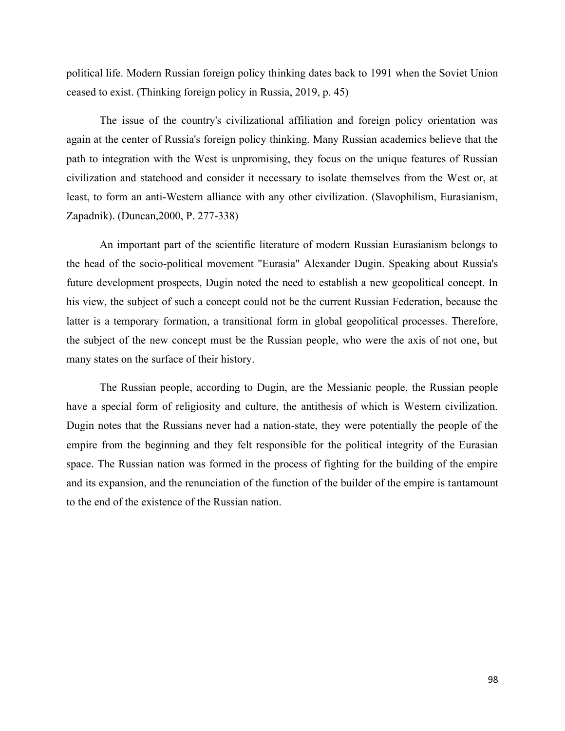political life. Modern Russian foreign policy thinking dates back to 1991 when the Soviet Union ceased to exist. (Thinking foreign policy in Russia, 2019, p. 45)

The issue of the country's civilizational affiliation and foreign policy orientation was again at the center of Russia's foreign policy thinking. Many Russian academics believe that the path to integration with the West is unpromising, they focus on the unique features of Russian civilization and statehood and consider it necessary to isolate themselves from the West or, at least, to form an anti-Western alliance with any other civilization. (Slavophilism, Eurasianism, Zapadnik). (Duncan,2000, P. 277-338)

An important part of the scientific literature of modern Russian Eurasianism belongs to the head of the socio-political movement "Eurasia" Alexander Dugin. Speaking about Russia's future development prospects, Dugin noted the need to establish a new geopolitical concept. In his view, the subject of such a concept could not be the current Russian Federation, because the latter is a temporary formation, a transitional form in global geopolitical processes. Therefore, the subject of the new concept must be the Russian people, who were the axis of not one, but many states on the surface of their history.

The Russian people, according to Dugin, are the Messianic people, the Russian people have a special form of religiosity and culture, the antithesis of which is Western civilization. Dugin notes that the Russians never had a nation-state, they were potentially the people of the empire from the beginning and they felt responsible for the political integrity of the Eurasian space. The Russian nation was formed in the process of fighting for the building of the empire and its expansion, and the renunciation of the function of the builder of the empire is tantamount to the end of the existence of the Russian nation.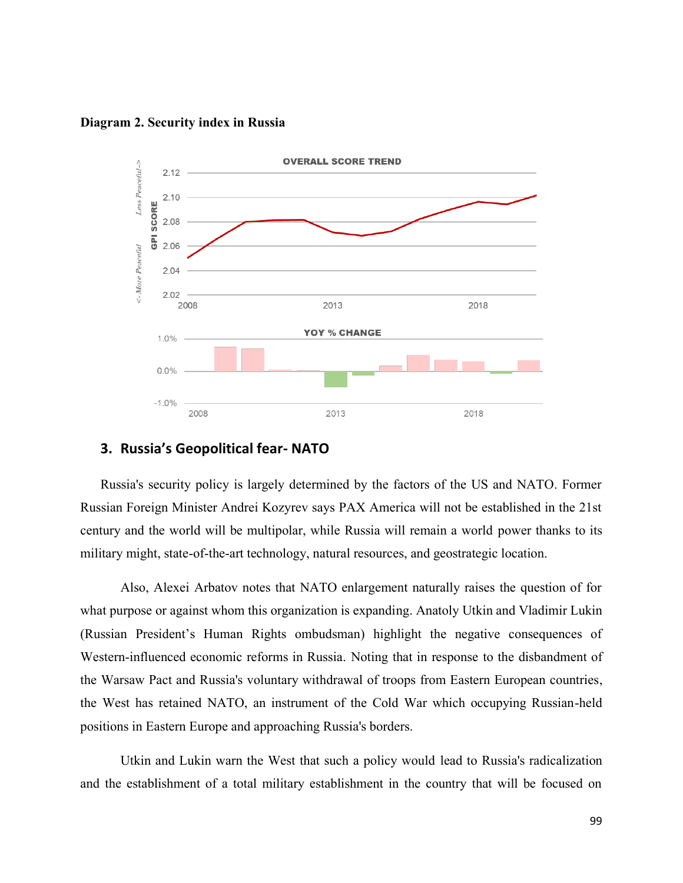**Diagram 2. Security index in Russia**

## 3. Russia's Geopolitical fear- NATO

Russia's security policy is largely determined by the factors of the US and NATO. Former Russian Foreign Minister Andrei Kozyrev says PAX America will not be established in the 21st century and the world will be multipolar, while Russia will remain a world power thanks to its military might, state-of-the-art technology, natural resources, and geostrategic location.

Also, Alexei Arbatov notes that NATO enlargement naturally raises the question of for what purpose or against whom this organization is expanding. Anatoly Utkin and Vladimir Lukin (Russian President's Human Rights ombudsman) highlight the negative consequences of Western-influenced economic reforms in Russia. Noting that in response to the disbandment of the Warsaw Pact and Russia's voluntary withdrawal of troops from Eastern European countries, the West has retained NATO, an instrument of the Cold War which occupying Russian-held positions in Eastern Europe and approaching Russia's borders.

Utkin and Lukin warn the West that such a policy would lead to Russia's radicalization and the establishment of a total military establishment in the country that will be focused on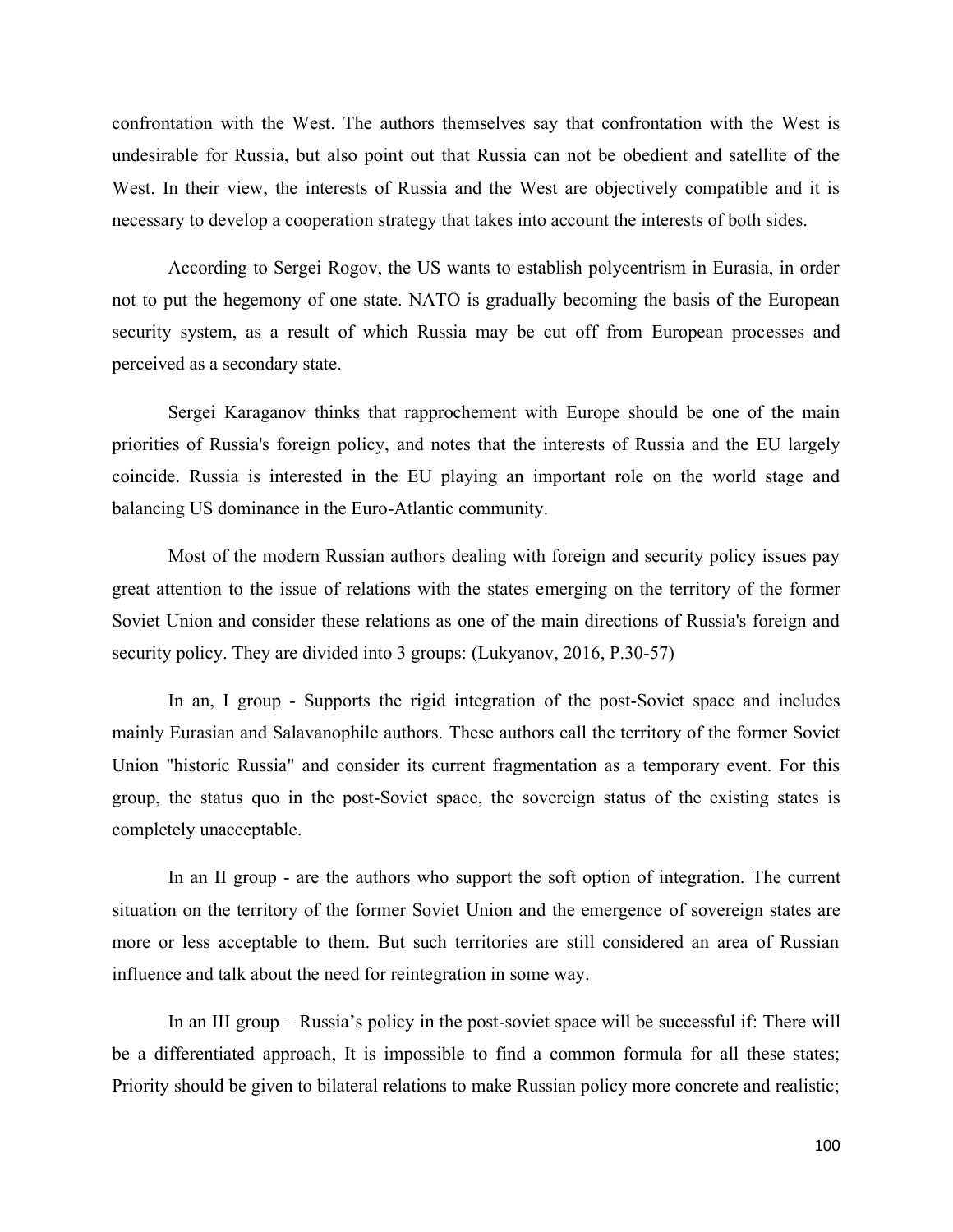confrontation with the West. The authors themselves say that confrontation with the West is undesirable for Russia, but also point out that Russia can not be obedient and satellite of the West. In their view, the interests of Russia and the West are objectively compatible and it is necessary to develop a cooperation strategy that takes into account the interests of both sides.

According to Sergei Rogov, the US wants to establish polycentrism in Eurasia, in order not to put the hegemony of one state. NATO is gradually becoming the basis of the European security system, as a result of which Russia may be cut off from European processes and perceived as a secondary state.

Sergei Karaganov thinks that rapprochement with Europe should be one of the main priorities of Russia's foreign policy, and notes that the interests of Russia and the EU largely coincide. Russia is interested in the EU playing an important role on the world stage and balancing US dominance in the Euro-Atlantic community.

Most of the modern Russian authors dealing with foreign and security policy issues pay great attention to the issue of relations with the states emerging on the territory of the former Soviet Union and consider these relations as one of the main directions of Russia's foreign and security policy. They are divided into 3 groups: (Lukyanov, 2016, P.30-57)

In an, I group - Supports the rigid integration of the post-Soviet space and includes mainly Eurasian and Salavanophile authors. These authors call the territory of the former Soviet Union "historic Russia" and consider its current fragmentation as a temporary event. For this group, the status quo in the post-Soviet space, the sovereign status of the existing states is completely unacceptable.

In an II group - are the authors who support the soft option of integration. The current situation on the territory of the former Soviet Union and the emergence of sovereign states are more or less acceptable to them. But such territories are still considered an area of Russian influence and talk about the need for reintegration in some way.

In an III group – Russia's policy in the post-soviet space will be successful if: There will be a differentiated approach, It is impossible to find a common formula for all these states; Priority should be given to bilateral relations to make Russian policy more concrete and realistic;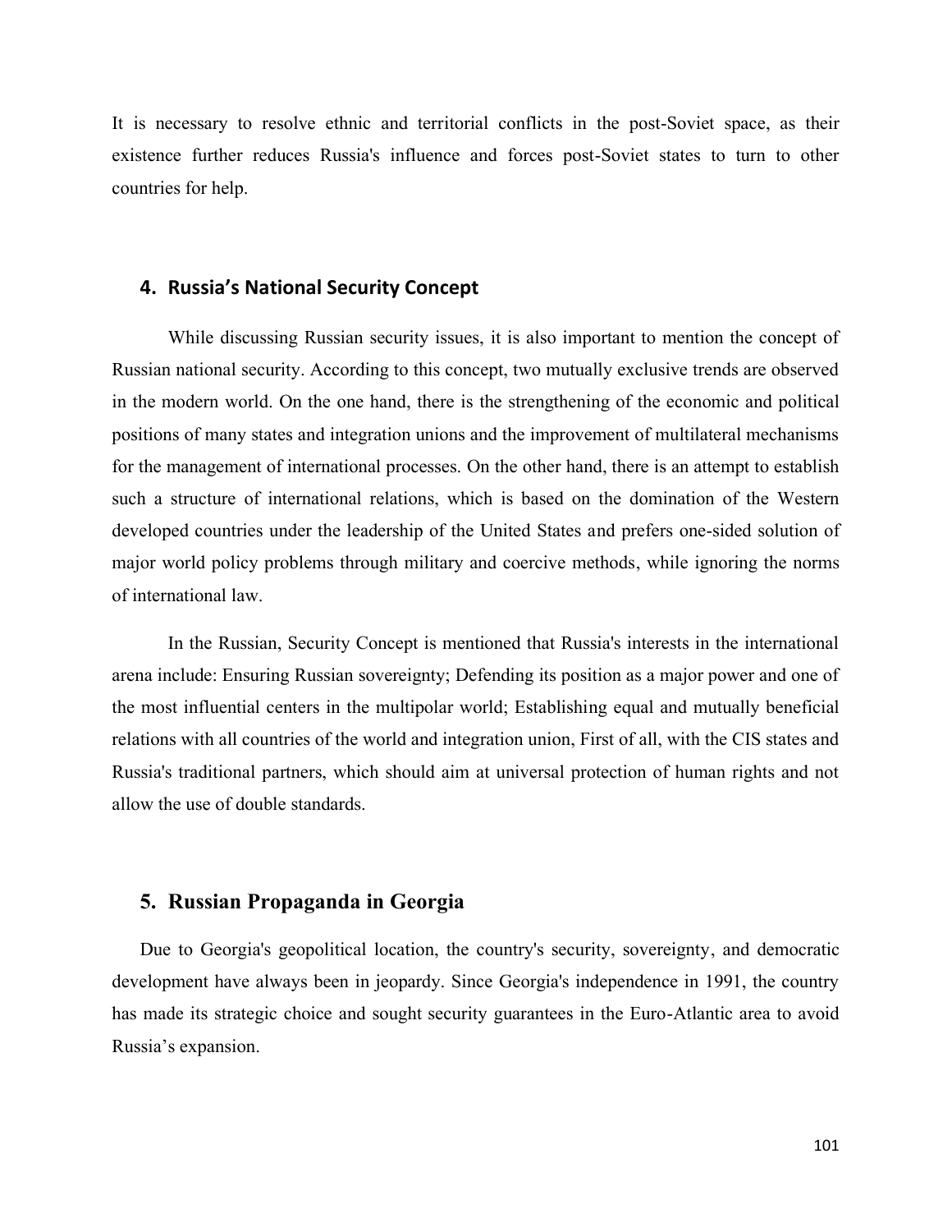It is necessary to resolve ethnic and territorial conflicts in the post-Soviet space, as their existence further reduces Russia's influence and forces post-Soviet states to turn to other countries for help.

## 4. Russia's National Security Concept

While discussing Russian security issues, it is also important to mention the concept of Russian national security. According to this concept, two mutually exclusive trends are observed in the modern world. On the one hand, there is the strengthening of the economic and political positions of many states and integration unions and the improvement of multilateral mechanisms for the management of international processes. On the other hand, there is an attempt to establish such a structure of international relations, which is based on the domination of the Western developed countries under the leadership of the United States and prefers one-sided solution of major world policy problems through military and coercive methods, while ignoring the norms of international law.

In the Russian, Security Concept is mentioned that Russia's interests in the international arena include: Ensuring Russian sovereignty; Defending its position as a major power and one of the most influential centers in the multipolar world; Establishing equal and mutually beneficial relations with all countries of the world and integration union, First of all, with the CIS states and Russia's traditional partners, which should aim at universal protection of human rights and not allow the use of double standards.

## 5. Russian Propaganda in Georgia

Due to Georgia's geopolitical location, the country's security, sovereignty, and democratic development have always been in jeopardy. Since Georgia's independence in 1991, the country has made its strategic choice and sought security guarantees in the Euro-Atlantic area to avoid Russia's expansion.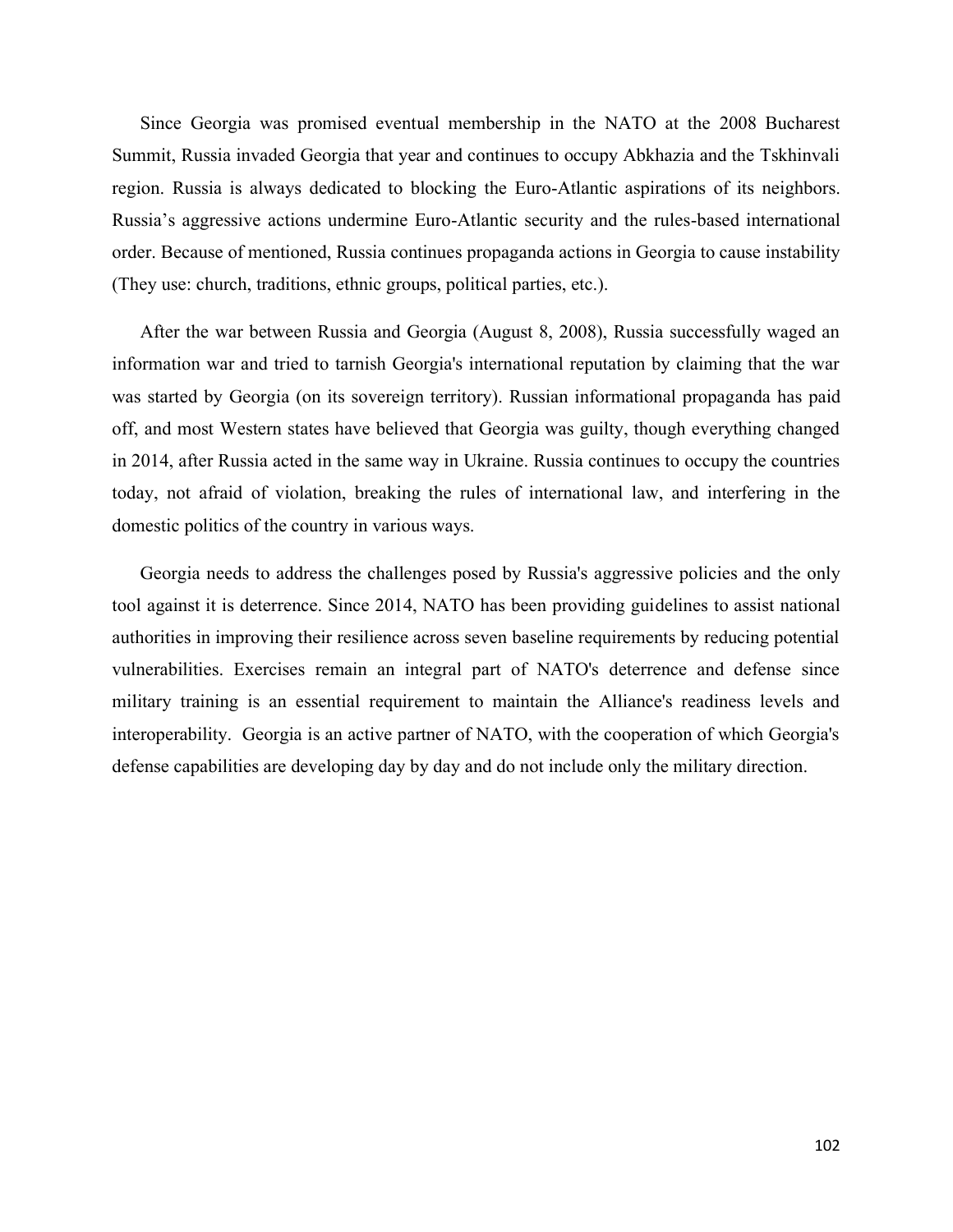Since Georgia was promised eventual membership in the NATO at the 2008 Bucharest Summit, Russia invaded Georgia that year and continues to occupy Abkhazia and the Tskhinvali region. Russia is always dedicated to blocking the Euro-Atlantic aspirations of its neighbors. Russia's aggressive actions undermine Euro-Atlantic security and the rules-based international order. Because of mentioned, Russia continues propaganda actions in Georgia to cause instability (They use: church, traditions, ethnic groups, political parties, etc.).

After the war between Russia and Georgia (August 8, 2008), Russia successfully waged an information war and tried to tarnish Georgia's international reputation by claiming that the war was started by Georgia (on its sovereign territory). Russian informational propaganda has paid off, and most Western states have believed that Georgia was guilty, though everything changed in 2014, after Russia acted in the same way in Ukraine. Russia continues to occupy the countries today, not afraid of violation, breaking the rules of international law, and interfering in the domestic politics of the country in various ways.

Georgia needs to address the challenges posed by Russia's aggressive policies and the only tool against it is deterrence. Since 2014, NATO has been providing guidelines to assist national authorities in improving their resilience across seven baseline requirements by reducing potential vulnerabilities. Exercises remain an integral part of NATO's deterrence and defense since military training is an essential requirement to maintain the Alliance's readiness levels and interoperability. Georgia is an active partner of NATO, with the cooperation of which Georgia's defense capabilities are developing day by day and do not include only the military direction.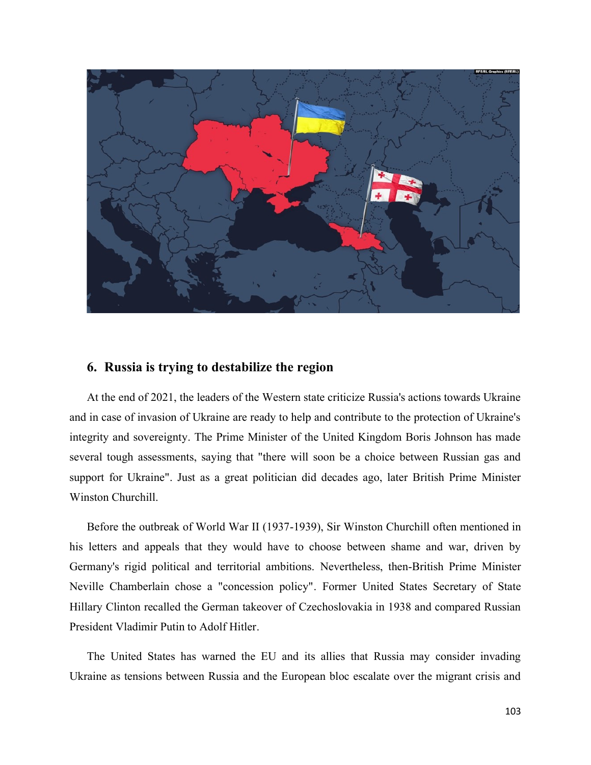## 6. Russia is trying to destabilize the region

At the end of 2021, the leaders of the Western state criticize Russia's actions towards Ukraine and in case of invasion of Ukraine are ready to help and contribute to the protection of Ukraine's integrity and sovereignty. The Prime Minister of the United Kingdom Boris Johnson has made several tough assessments, saying that "there will soon be a choice between Russian gas and support for Ukraine". Just as a great politician did decades ago, later British Prime Minister Winston Churchill.

Before the outbreak of World War II (1937-1939), Sir Winston Churchill often mentioned in his letters and appeals that they would have to choose between shame and war, driven by Germany's rigid political and territorial ambitions. Nevertheless, then-British Prime Minister Neville Chamberlain chose a "concession policy". Former United States Secretary of State Hillary Clinton recalled the German takeover of Czechoslovakia in 1938 and compared Russian President Vladimir Putin to Adolf Hitler.

The United States has warned the EU and its allies that Russia may consider invading Ukraine as tensions between Russia and the European bloc escalate over the migrant crisis and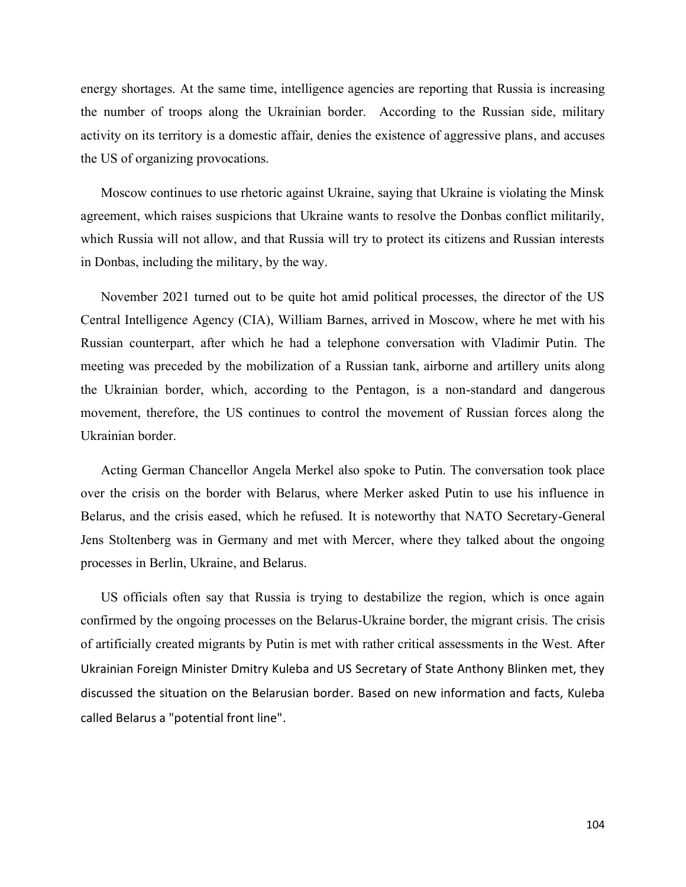energy shortages. At the same time, intelligence agencies are reporting that Russia is increasing the number of troops along the Ukrainian border. According to the Russian side, military activity on its territory is a domestic affair, denies the existence of aggressive plans, and accuses the US of organizing provocations.

Moscow continues to use rhetoric against Ukraine, saying that Ukraine is violating the Minsk agreement, which raises suspicions that Ukraine wants to resolve the Donbas conflict militarily, which Russia will not allow, and that Russia will try to protect its citizens and Russian interests in Donbas, including the military, by the way.

November 2021 turned out to be quite hot amid political processes, the director of the US Central Intelligence Agency (CIA), William Barnes, arrived in Moscow, where he met with his Russian counterpart, after which he had a telephone conversation with Vladimir Putin. The meeting was preceded by the mobilization of a Russian tank, airborne and artillery units along the Ukrainian border, which, according to the Pentagon, is a non-standard and dangerous movement, therefore, the US continues to control the movement of Russian forces along the Ukrainian border.

Acting German Chancellor Angela Merkel also spoke to Putin. The conversation took place over the crisis on the border with Belarus, where Merker asked Putin to use his influence in Belarus, and the crisis eased, which he refused. It is noteworthy that NATO Secretary-General Jens Stoltenberg was in Germany and met with Mercer, where they talked about the ongoing processes in Berlin, Ukraine, and Belarus.

US officials often say that Russia is trying to destabilize the region, which is once again confirmed by the ongoing processes on the Belarus-Ukraine border, the migrant crisis. The crisis of artificially created migrants by Putin is met with rather critical assessments in the West. After Ukrainian Foreign Minister Dmitry Kuleba and US Secretary of State Anthony Blinken met, they discussed the situation on the Belarusian border. Based on new information and facts, Kuleba called Belarus a "potential front line".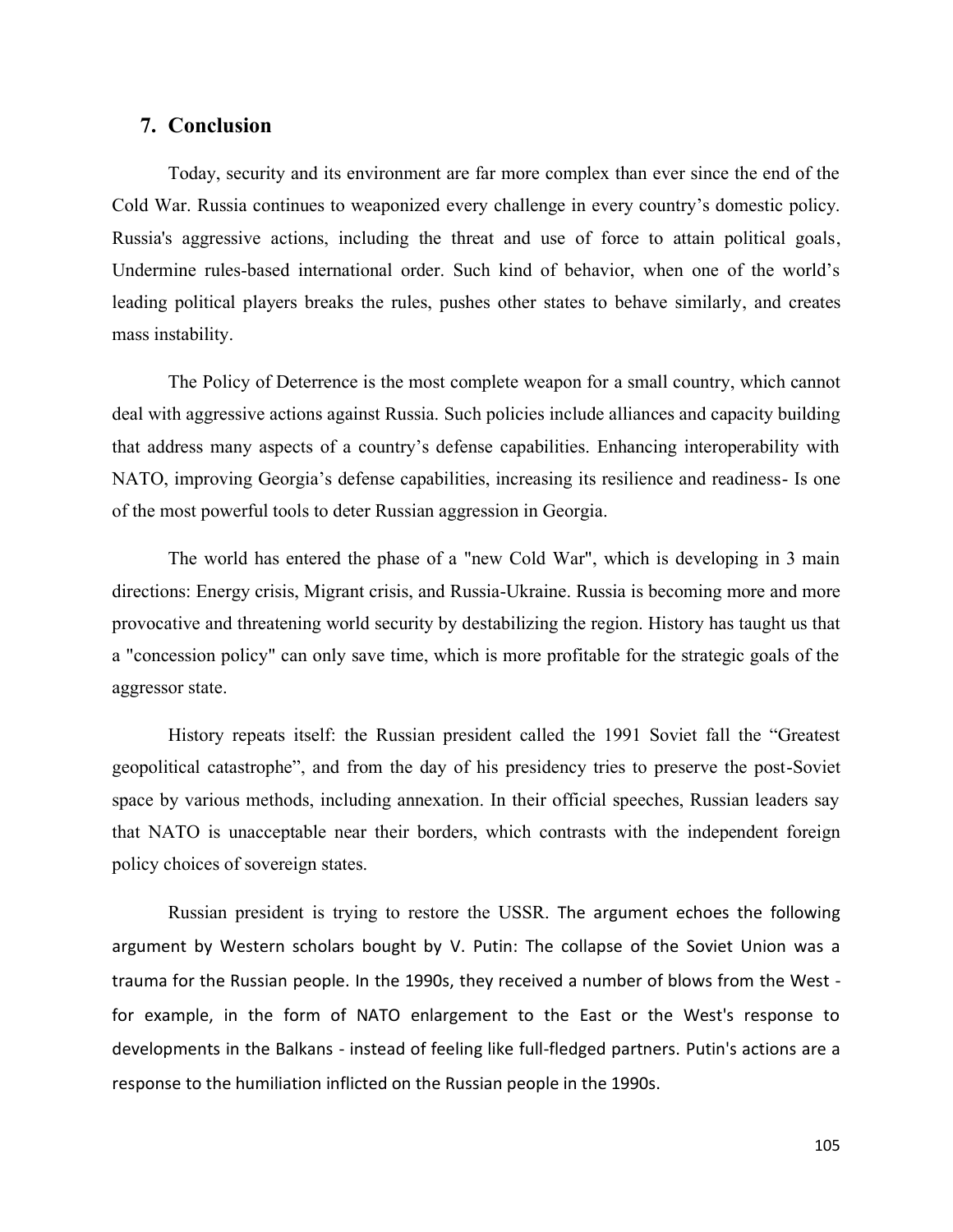## 7. Conclusion

Today, security and its environment are far more complex than ever since the end of the Cold War. Russia continues to weaponized every challenge in every country's domestic policy. Russia's aggressive actions, including the threat and use of force to attain political goals, Undermine rules-based international order. Such kind of behavior, when one of the world's leading political players breaks the rules, pushes other states to behave similarly, and creates mass instability.

The Policy of Deterrence is the most complete weapon for a small country, which cannot deal with aggressive actions against Russia. Such policies include alliances and capacity building that address many aspects of a country's defense capabilities. Enhancing interoperability with NATO, improving Georgia's defense capabilities, increasing its resilience and readiness- Is one of the most powerful tools to deter Russian aggression in Georgia.

The world has entered the phase of a "new Cold War", which is developing in 3 main directions: Energy crisis, Migrant crisis, and Russia-Ukraine. Russia is becoming more and more provocative and threatening world security by destabilizing the region. History has taught us that a "concession policy" can only save time, which is more profitable for the strategic goals of the aggressor state.

History repeats itself: the Russian president called the 1991 Soviet fall the "Greatest geopolitical catastrophe", and from the day of his presidency tries to preserve the post-Soviet space by various methods, including annexation. In their official speeches, Russian leaders say that NATO is unacceptable near their borders, which contrasts with the independent foreign policy choices of sovereign states.

Russian president is trying to restore the USSR. The argument echoes the following argument by Western scholars bought by V. Putin: The collapse of the Soviet Union was a trauma for the Russian people. In the 1990s, they received a number of blows from the West - for example, in the form of NATO enlargement to the East or the West's response to developments in the Balkans - instead of feeling like full-fledged partners. Putin's actions are a response to the humiliation inflicted on the Russian people in the 1990s.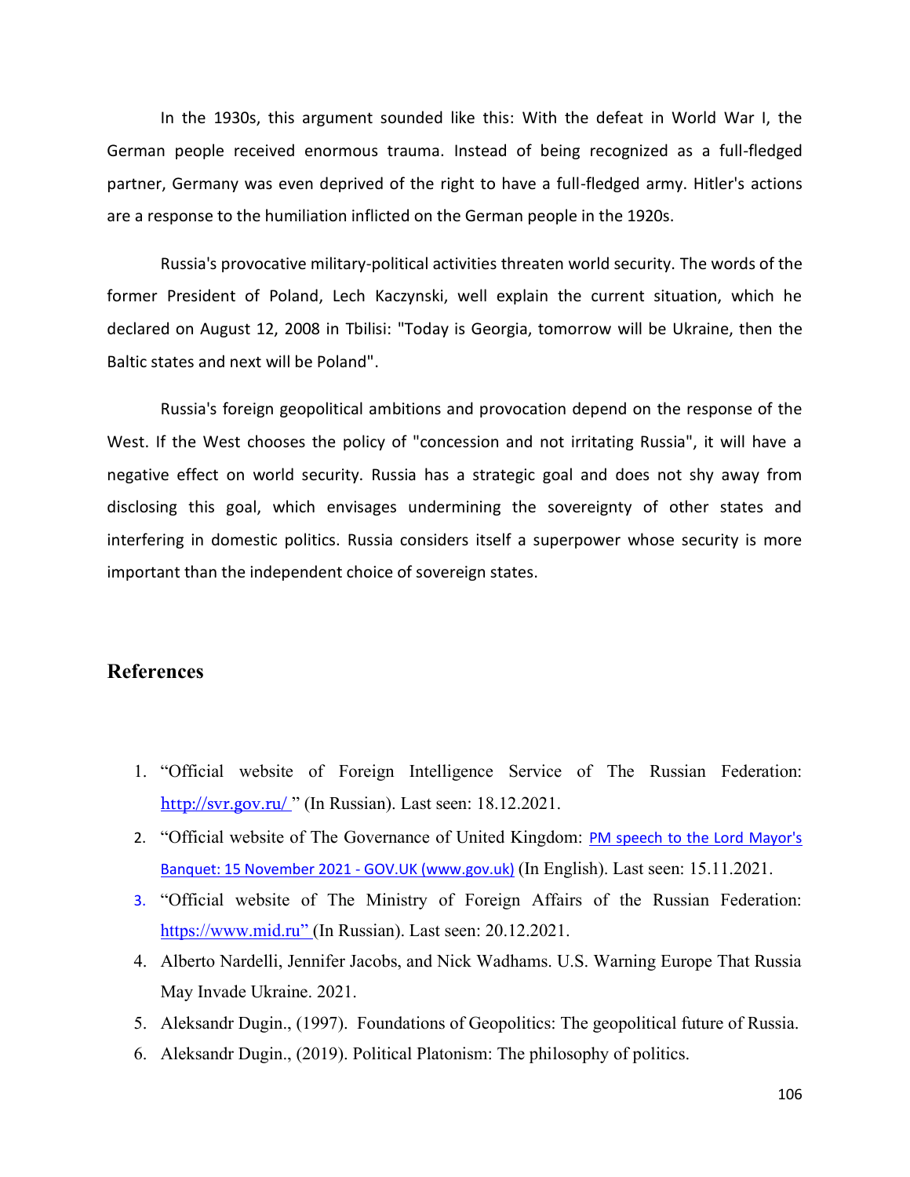In the 1930s, this argument sounded like this: With the defeat in World War I, the German people received enormous trauma. Instead of being recognized as a full-fledged partner, Germany was even deprived of the right to have a full-fledged army. Hitler's actions are a response to the humiliation inflicted on the German people in the 1920s.

Russia's provocative military-political activities threaten world security. The words of the former President of Poland, Lech Kaczynski, well explain the current situation, which he declared on August 12, 2008 in Tbilisi: "Today is Georgia, tomorrow will be Ukraine, then the Baltic states and next will be Poland".

Russia's foreign geopolitical ambitions and provocation depend on the response of the West. If the West chooses the policy of "concession and not irritating Russia", it will have a negative effect on world security. Russia has a strategic goal and does not shy away from disclosing this goal, which envisages undermining the sovereignty of other states and interfering in domestic politics. Russia considers itself a superpower whose security is more important than the independent choice of sovereign states.

## References

1. "Official website of Foreign Intelligence Service of The Russian Federation: http://svr.gov.ru/ " (In Russian). Last seen: 18.12.2021.
2. "Official website of The Governance of United Kingdom: PM speech to the Lord Mayor's Banquet: 15 November 2021 - GOV.UK (www.gov.uk) (In English). Last seen: 15.11.2021.
3. "Official website of The Ministry of Foreign Affairs of the Russian Federation: https://www.mid.ru" (In Russian). Last seen: 20.12.2021.
4. Alberto Nardelli, Jennifer Jacobs, and Nick Wadhams. U.S. Warning Europe That Russia May Invade Ukraine. 2021.
5. Aleksandr Dugin., (1997). Foundations of Geopolitics: The geopolitical future of Russia.
6. Aleksandr Dugin., (2019). Political Platonism: The philosophy of politics.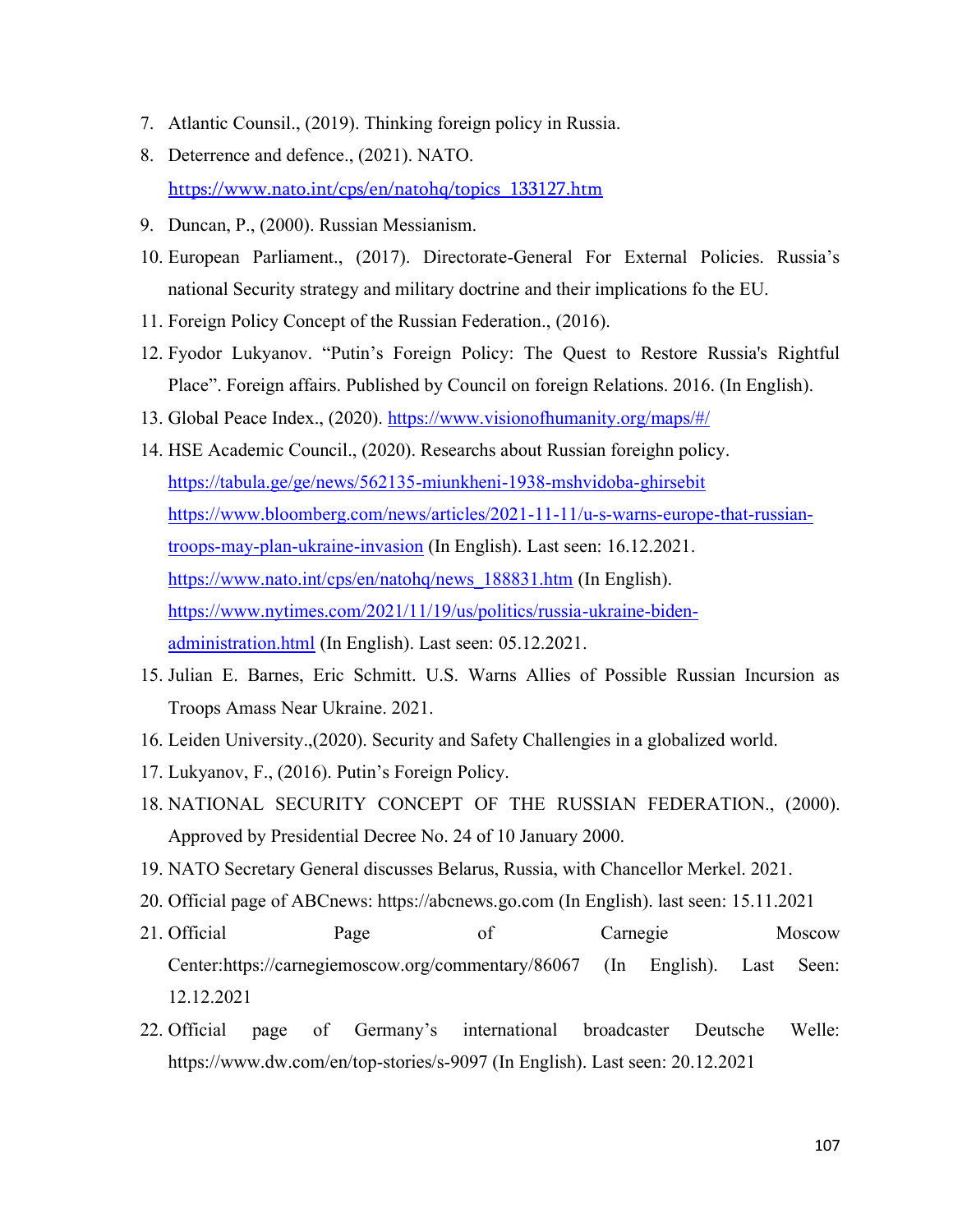7. Atlantic Counsil., (2019). Thinking foreign policy in Russia.
8. Deterrence and defence., (2021). NATO. https://www.nato.int/cps/en/natohq/topics_133127.htm
9. Duncan, P., (2000). Russian Messianism.
10. European Parliament., (2017). Directorate-General For External Policies. Russia's national Security strategy and military doctrine and their implications fo the EU.
11. Foreign Policy Concept of the Russian Federation., (2016).
12. Fyodor Lukyanov. "Putin's Foreign Policy: The Quest to Restore Russia's Rightful Place". Foreign affairs. Published by Council on foreign Relations. 2016. (In English).
13. Global Peace Index., (2020). https://www.visionofhumanity.org/maps/#/
14. HSE Academic Council., (2020). Researchs about Russian foreighn policy. https://tabula.ge/ge/news/562135-miunkheni-1938-mshvidoba-ghirsebit https://www.bloomberg.com/news/articles/2021-11-11/u-s-warns-europe-that-russian-troops-may-plan-ukraine-invasion (In English). Last seen: 16.12.2021. https://www.nato.int/cps/en/natohq/news_188831.htm (In English). https://www.nytimes.com/2021/11/19/us/politics/russia-ukraine-biden-administration.html (In English). Last seen: 05.12.2021.
15. Julian E. Barnes, Eric Schmitt. U.S. Warns Allies of Possible Russian Incursion as Troops Amass Near Ukraine. 2021.
16. Leiden University.,(2020). Security and Safety Challengies in a globalized world.
17. Lukyanov, F., (2016). Putin's Foreign Policy.
18. NATIONAL SECURITY CONCEPT OF THE RUSSIAN FEDERATION., (2000). Approved by Presidential Decree No. 24 of 10 January 2000.
19. NATO Secretary General discusses Belarus, Russia, with Chancellor Merkel. 2021.
20. Official page of ABCnews: https://abcnews.go.com (In English). last seen: 15.11.2021
21. Official Page of Carnegie Moscow Center:https://carnegiemoscow.org/commentary/86067 (In English). Last Seen: 12.12.2021
22. Official page of Germany's international broadcaster Deutsche Welle: https://www.dw.com/en/top-stories/s-9097 (In English). Last seen: 20.12.2021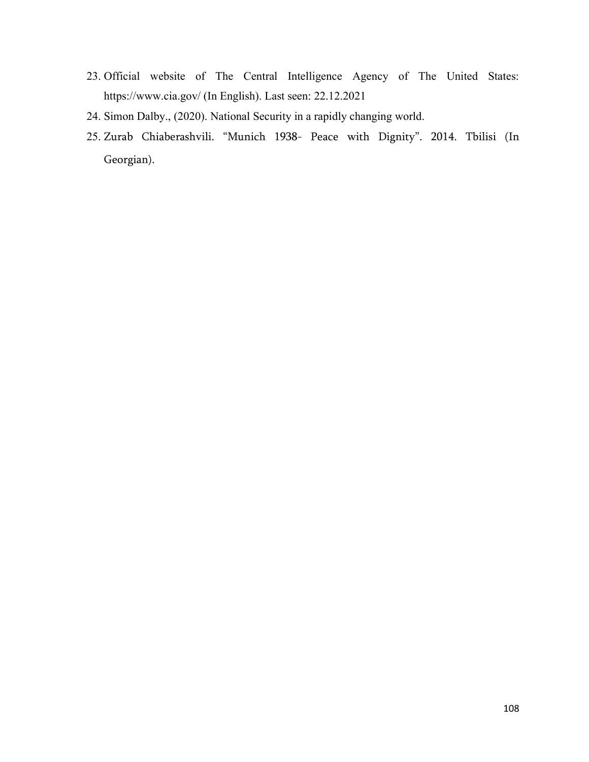23. Official website of The Central Intelligence Agency of The United States: https://www.cia.gov/ (In English). Last seen: 22.12.2021
24. Simon Dalby., (2020). National Security in a rapidly changing world.
25. Zurab Chiaberashvili. "Munich 1938- Peace with Dignity". 2014. Tbilisi (In Georgian).